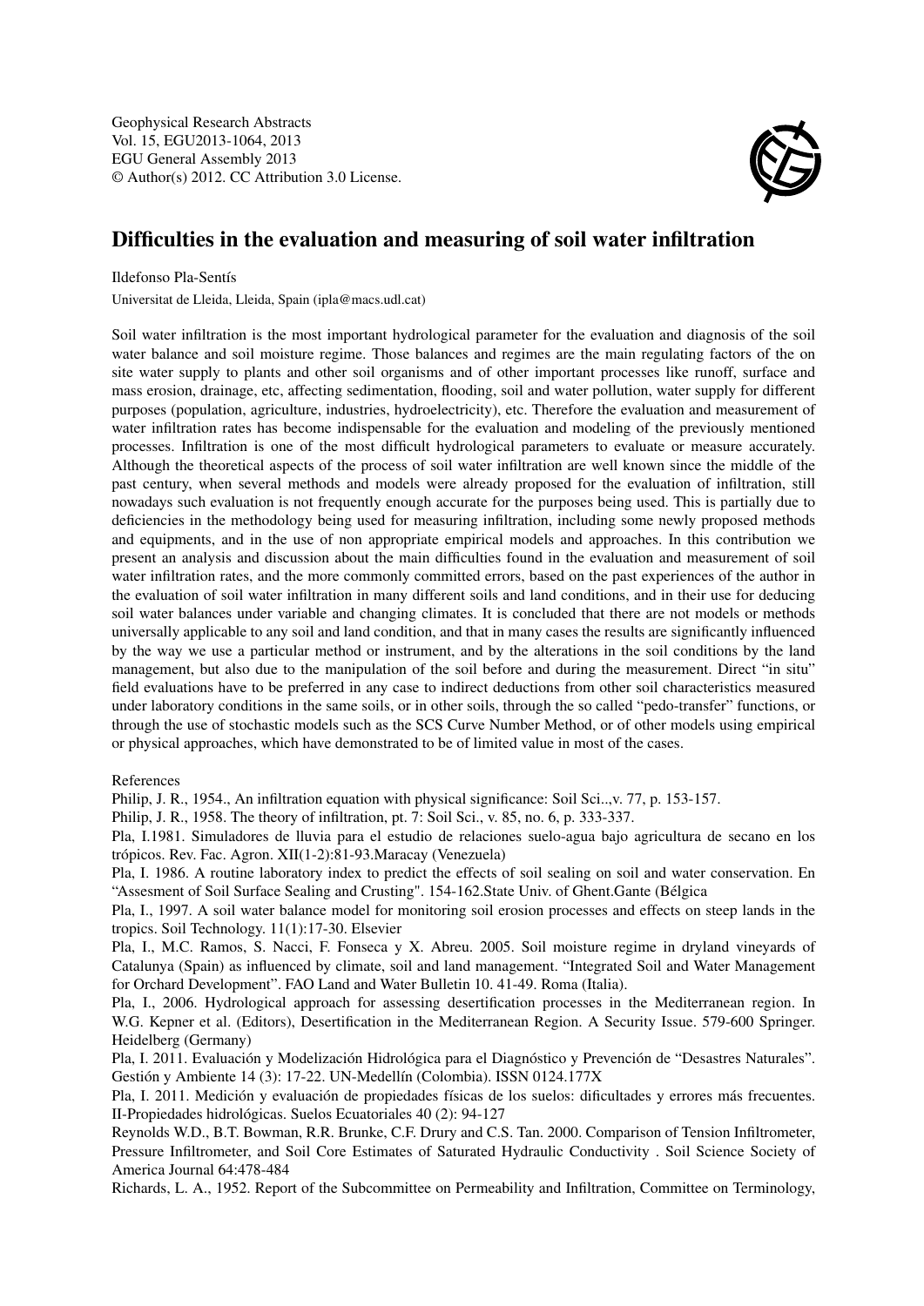Geophysical Research Abstracts
Vol. 15, EGU2013-1064, 2013
EGU General Assembly 2013
© Author(s) 2012. CC Attribution 3.0 License.

# Difficulties in the evaluation and measuring of soil water infiltration

Ildefonso Pla-Sentís

Universitat de Lleida, Lleida, Spain (ipla@macs.udl.cat)

Soil water infiltration is the most important hydrological parameter for the evaluation and diagnosis of the soil water balance and soil moisture regime. Those balances and regimes are the main regulating factors of the on site water supply to plants and other soil organisms and of other important processes like runoff, surface and mass erosion, drainage, etc, affecting sedimentation, flooding, soil and water pollution, water supply for different purposes (population, agriculture, industries, hydroelectricity), etc. Therefore the evaluation and measurement of water infiltration rates has become indispensable for the evaluation and modeling of the previously mentioned processes. Infiltration is one of the most difficult hydrological parameters to evaluate or measure accurately. Although the theoretical aspects of the process of soil water infiltration are well known since the middle of the past century, when several methods and models were already proposed for the evaluation of infiltration, still nowadays such evaluation is not frequently enough accurate for the purposes being used. This is partially due to deficiencies in the methodology being used for measuring infiltration, including some newly proposed methods and equipments, and in the use of non appropriate empirical models and approaches. In this contribution we present an analysis and discussion about the main difficulties found in the evaluation and measurement of soil water infiltration rates, and the more commonly committed errors, based on the past experiences of the author in the evaluation of soil water infiltration in many different soils and land conditions, and in their use for deducing soil water balances under variable and changing climates. It is concluded that there are not models or methods universally applicable to any soil and land condition, and that in many cases the results are significantly influenced by the way we use a particular method or instrument, and by the alterations in the soil conditions by the land management, but also due to the manipulation of the soil before and during the measurement. Direct "in situ" field evaluations have to be preferred in any case to indirect deductions from other soil characteristics measured under laboratory conditions in the same soils, or in other soils, through the so called "pedo-transfer" functions, or through the use of stochastic models such as the SCS Curve Number Method, or of other models using empirical or physical approaches, which have demonstrated to be of limited value in most of the cases.

References

Philip, J. R., 1954., An infiltration equation with physical significance: Soil Sci..,v. 77, p. 153-157.

Philip, J. R., 1958. The theory of infiltration, pt. 7: Soil Sci., v. 85, no. 6, p. 333-337.

Pla, I.1981. Simuladores de lluvia para el estudio de relaciones suelo-agua bajo agricultura de secano en los trópicos. Rev. Fac. Agron. XII(1-2):81-93.Maracay (Venezuela)

Pla, I. 1986. A routine laboratory index to predict the effects of soil sealing on soil and water conservation. En "Assesment of Soil Surface Sealing and Crusting". 154-162.State Univ. of Ghent.Gante (Bélgica

Pla, I., 1997. A soil water balance model for monitoring soil erosion processes and effects on steep lands in the tropics. Soil Technology. 11(1):17-30. Elsevier

Pla, I., M.C. Ramos, S. Nacci, F. Fonseca y X. Abreu. 2005. Soil moisture regime in dryland vineyards of Catalunya (Spain) as influenced by climate, soil and land management. "Integrated Soil and Water Management for Orchard Development". FAO Land and Water Bulletin 10. 41-49. Roma (Italia).

Pla, I., 2006. Hydrological approach for assessing desertification processes in the Mediterranean region. In W.G. Kepner et al. (Editors), Desertification in the Mediterranean Region. A Security Issue. 579-600 Springer. Heidelberg (Germany)

Pla, I. 2011. Evaluación y Modelización Hidrológica para el Diagnóstico y Prevención de "Desastres Naturales". Gestión y Ambiente 14 (3): 17-22. UN-Medellín (Colombia). ISSN 0124.177X

Pla, I. 2011. Medición y evaluación de propiedades físicas de los suelos: dificultades y errores más frecuentes. II-Propiedades hidrológicas. Suelos Ecuatoriales 40 (2): 94-127

Reynolds W.D., B.T. Bowman, R.R. Brunke, C.F. Drury and C.S. Tan. 2000. Comparison of Tension Infiltrometer, Pressure Infiltrometer, and Soil Core Estimates of Saturated Hydraulic Conductivity . Soil Science Society of America Journal 64:478-484

Richards, L. A., 1952. Report of the Subcommittee on Permeability and Infiltration, Committee on Terminology,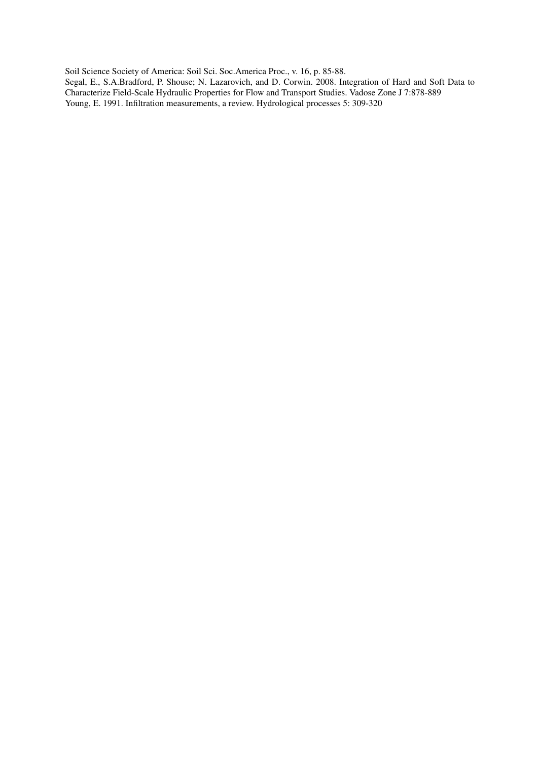Soil Science Society of America: Soil Sci. Soc.America Proc., v. 16, p. 85-88.

Segal, E., S.A.Bradford, P. Shouse; N. Lazarovich, and D. Corwin. 2008. Integration of Hard and Soft Data to Characterize Field-Scale Hydraulic Properties for Flow and Transport Studies. Vadose Zone J 7:878-889

Young, E. 1991. Infiltration measurements, a review. Hydrological processes 5: 309-320